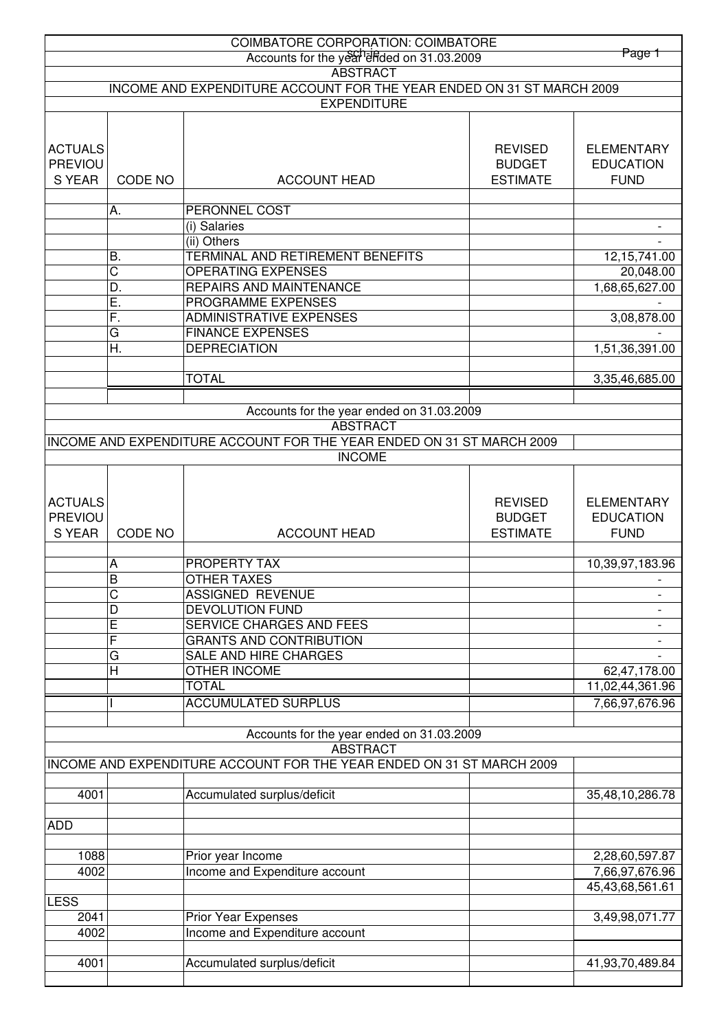# COIMBATORE CORPORATION: COIMBATORE

Accounts for the year ended on 31.03.2009

## ABSTRACT

### INCOME AND EXPENDITURE ACCOUNT FOR THE YEAR ENDED ON 31 ST MARCH 2009

#### EXPENDITURE

| ACTUALS PREVIOUS YEAR | CODE NO | ACCOUNT HEAD | REVISED BUDGET ESTIMATE | ELEMENTARY EDUCATION FUND |
|---|---|---|---|---|
| | A. | PERONNEL COST | | |
| | | (i) Salaries | | - |
| | | (ii) Others | | - |
| | B. | TERMINAL AND RETIREMENT BENEFITS | | 12,15,741.00 |
| | C | OPERATING EXPENSES | | 20,048.00 |
| | D. | REPAIRS AND MAINTENANCE | | 1,68,65,627.00 |
| | E. | PROGRAMME EXPENSES | | - |
| | F. | ADMINISTRATIVE EXPENSES | | 3,08,878.00 |
| | G | FINANCE EXPENSES | | - |
| | H. | DEPRECIATION | | 1,51,36,391.00 |
| | | TOTAL | | 3,35,46,685.00 |

Accounts for the year ended on 31.03.2009

## ABSTRACT

### INCOME AND EXPENDITURE ACCOUNT FOR THE YEAR ENDED ON 31 ST MARCH 2009

#### INCOME

| ACTUALS PREVIOUS YEAR | CODE NO | ACCOUNT HEAD | REVISED BUDGET ESTIMATE | ELEMENTARY EDUCATION FUND |
|---|---|---|---|---|
| | A | PROPERTY TAX | | 10,39,97,183.96 |
| | B | OTHER TAXES | | - |
| | C | ASSIGNED REVENUE | | - |
| | D | DEVOLUTION FUND | | - |
| | E | SERVICE CHARGES AND FEES | | - |
| | F | GRANTS AND CONTRIBUTION | | - |
| | G | SALE AND HIRE CHARGES | | - |
| | H | OTHER INCOME | | 62,47,178.00 |
| | | TOTAL | | 11,02,44,361.96 |
| | I | ACCUMULATED SURPLUS | | 7,66,97,676.96 |

Accounts for the year ended on 31.03.2009

## ABSTRACT

### INCOME AND EXPENDITURE ACCOUNT FOR THE YEAR ENDED ON 31 ST MARCH 2009

| | | | | |
|---|---|---|---|---|
| 4001 | | Accumulated surplus/deficit | | 35,48,10,286.78 |
| ADD | | | | |
| 1088 | | Prior year Income | | 2,28,60,597.87 |
| 4002 | | Income and Expenditure account | | 7,66,97,676.96 |
| | | | | 45,43,68,561.61 |
| LESS | | | | |
| 2041 | | Prior Year Expenses | | 3,49,98,071.77 |
| 4002 | | Income and Expenditure account | | |
| 4001 | | Accumulated surplus/deficit | | 41,93,70,489.84 |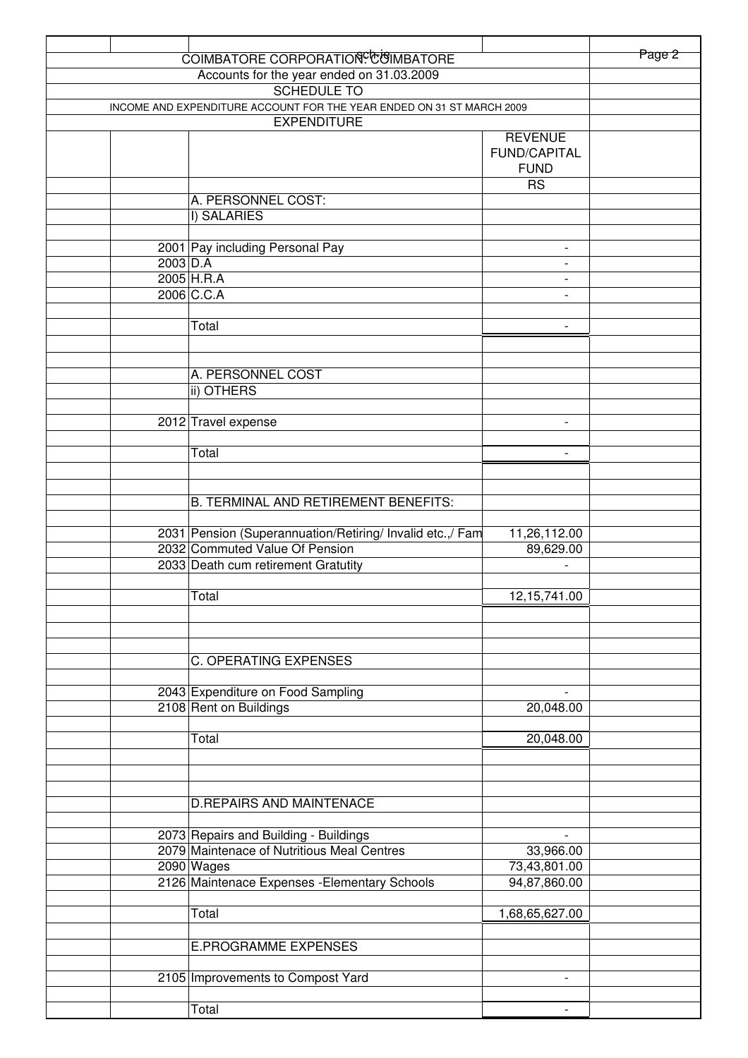COIMBATORE CORPORATION: COIMBATORE

Accounts for the year ended on 31.03.2009

SCHEDULE TO

INCOME AND EXPENDITURE ACCOUNT FOR THE YEAR ENDED ON 31 ST MARCH 2009

EXPENDITURE

| | | REVENUE FUND/CAPITAL FUND |
|---|---|---|
| | | RS |
| | A. PERSONNEL COST: | |
| | I) SALARIES | |
| 2001 | Pay including Personal Pay | - |
| 2003 | D.A | - |
| 2005 | H.R.A | - |
| 2006 | C.C.A | - |
| | Total | - |
| | A. PERSONNEL COST | |
| | ii) OTHERS | |
| 2012 | Travel expense | - |
| | Total | - |
| | B. TERMINAL AND RETIREMENT BENEFITS: | |
| 2031 | Pension (Superannuation/Retiring/ Invalid etc.,/ Fam | 11,26,112.00 |
| 2032 | Commuted Value Of Pension | 89,629.00 |
| 2033 | Death cum retirement Gratutity | - |
| | Total | 12,15,741.00 |
| | C. OPERATING EXPENSES | |
| 2043 | Expenditure on Food Sampling | - |
| 2108 | Rent on Buildings | 20,048.00 |
| | Total | 20,048.00 |
| | D.REPAIRS AND MAINTENACE | |
| 2073 | Repairs and Building - Buildings | - |
| 2079 | Maintenace of Nutritious Meal Centres | 33,966.00 |
| 2090 | Wages | 73,43,801.00 |
| 2126 | Maintenace Expenses -Elementary Schools | 94,87,860.00 |
| | Total | 1,68,65,627.00 |
| | E.PROGRAMME EXPENSES | |
| 2105 | Improvements to Compost Yard | - |
| | Total | - |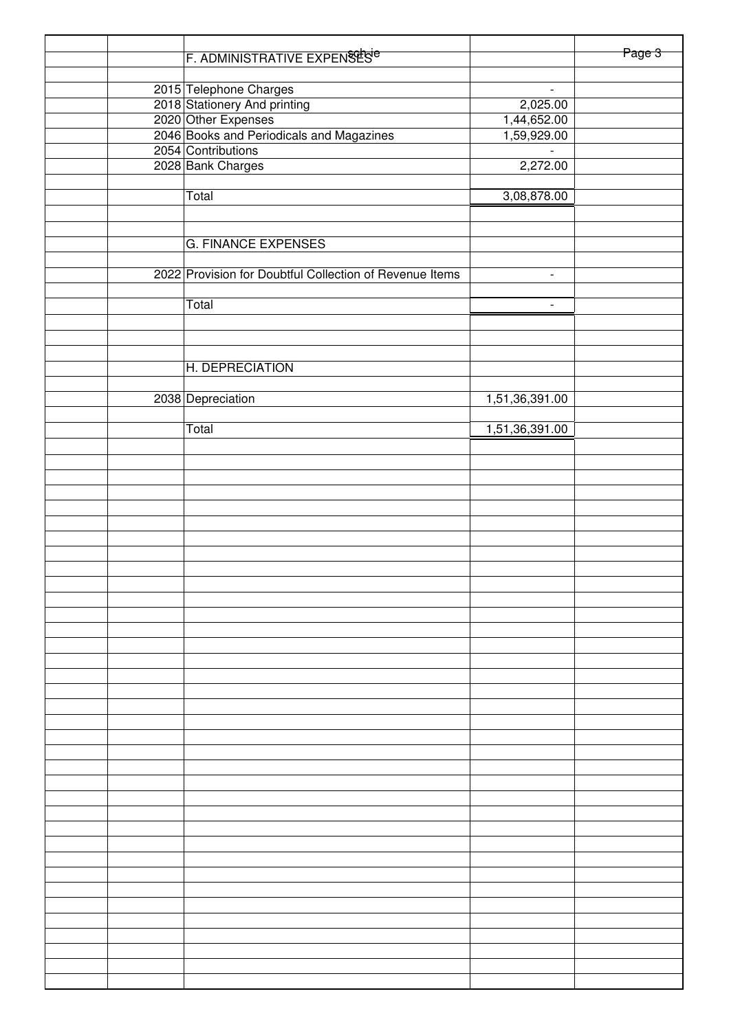| | | | | |
|---|---|---|---|---|
| | | F. ADMINISTRATIVE EXPENSES | | |
| | 2015 | Telephone Charges | - | |
| | 2018 | Stationery And printing | 2,025.00 | |
| | 2020 | Other Expenses | 1,44,652.00 | |
| | 2046 | Books and Periodicals and Magazines | 1,59,929.00 | |
| | 2054 | Contributions | - | |
| | 2028 | Bank Charges | 2,272.00 | |
| | | Total | 3,08,878.00 | |
| | | G. FINANCE EXPENSES | | |
| | 2022 | Provision for Doubtful Collection of Revenue Items | - | |
| | | Total | - | |
| | | H. DEPRECIATION | | |
| | 2038 | Depreciation | 1,51,36,391.00 | |
| | | Total | 1,51,36,391.00 | |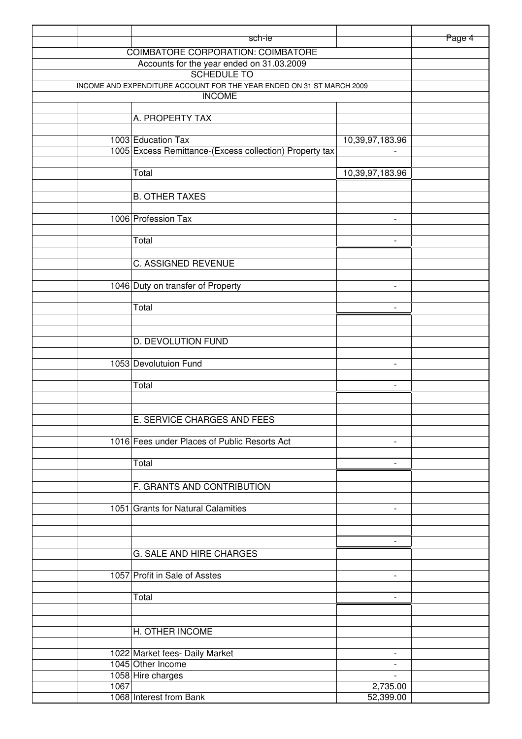| | sch-ie | | Page 4 |
|---|---|---|---|

COIMBATORE CORPORATION: COIMBATORE

Accounts for the year ended on 31.03.2009

SCHEDULE TO

INCOME AND EXPENDITURE ACCOUNT FOR THE YEAR ENDED ON 31 ST MARCH 2009

INCOME

| Code | Particulars | Amount |
|---|---|---|
| | A. PROPERTY TAX | |
| 1003 | Education Tax | 10,39,97,183.96 |
| 1005 | Excess Remittance-(Excess collection) Property tax | - |
| | Total | 10,39,97,183.96 |
| | B. OTHER TAXES | |
| 1006 | Profession Tax | - |
| | Total | - |
| | C. ASSIGNED REVENUE | |
| 1046 | Duty on transfer of Property | - |
| | Total | - |
| | D. DEVOLUTION FUND | |
| 1053 | Devolutuion Fund | - |
| | Total | - |
| | E. SERVICE CHARGES AND FEES | |
| 1016 | Fees under Places of Public Resorts Act | - |
| | Total | - |
| | F. GRANTS AND CONTRIBUTION | |
| 1051 | Grants for Natural Calamities | - |
| | | - |
| | G. SALE AND HIRE CHARGES | |
| 1057 | Profit in Sale of Asstes | - |
| | Total | - |
| | H. OTHER INCOME | |
| 1022 | Market fees- Daily Market | - |
| 1045 | Other Income | - |
| 1058 | Hire charges | - |
| 1067 | | 2,735.00 |
| 1068 | Interest from Bank | 52,399.00 |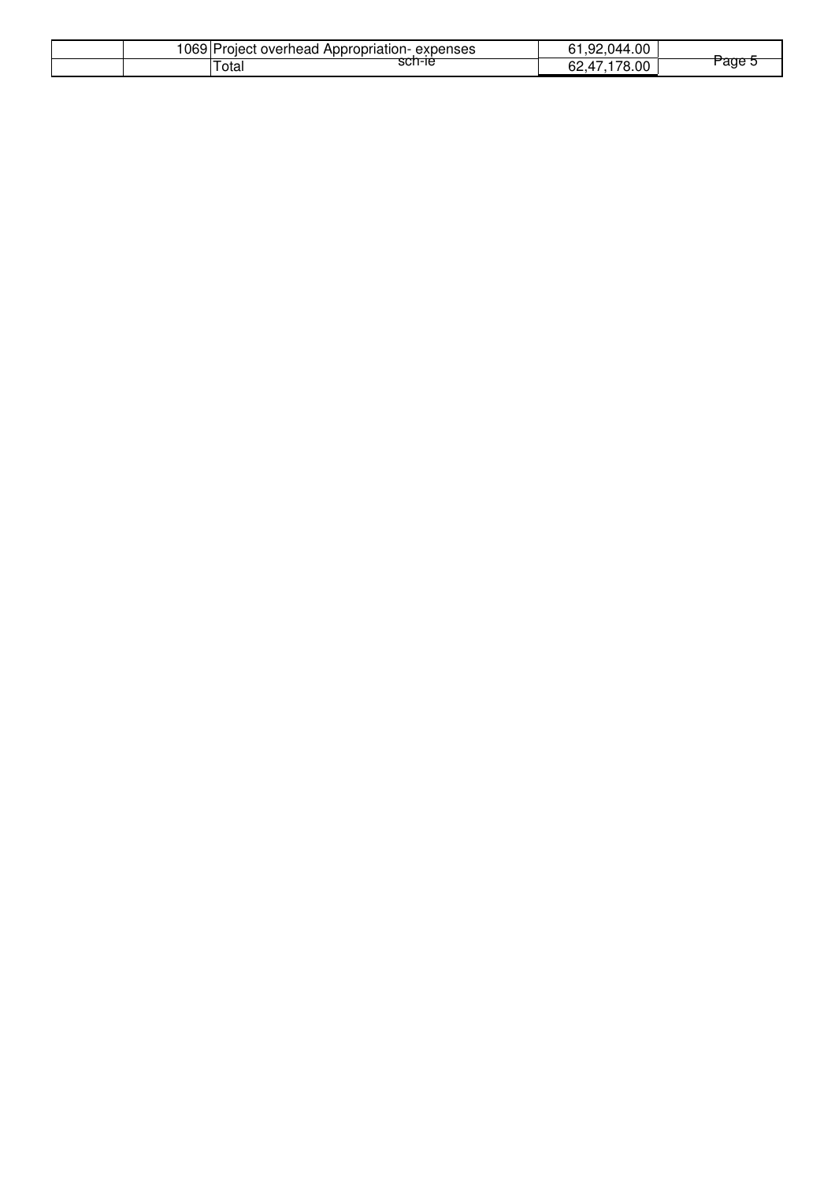| | | | | |
|---|---|---|---|---|
| | 1069 | Project overhead Appropriation- expenses | 61,92,044.00 | |
| | | Total | 62,47,178.00 | |

sch-ie